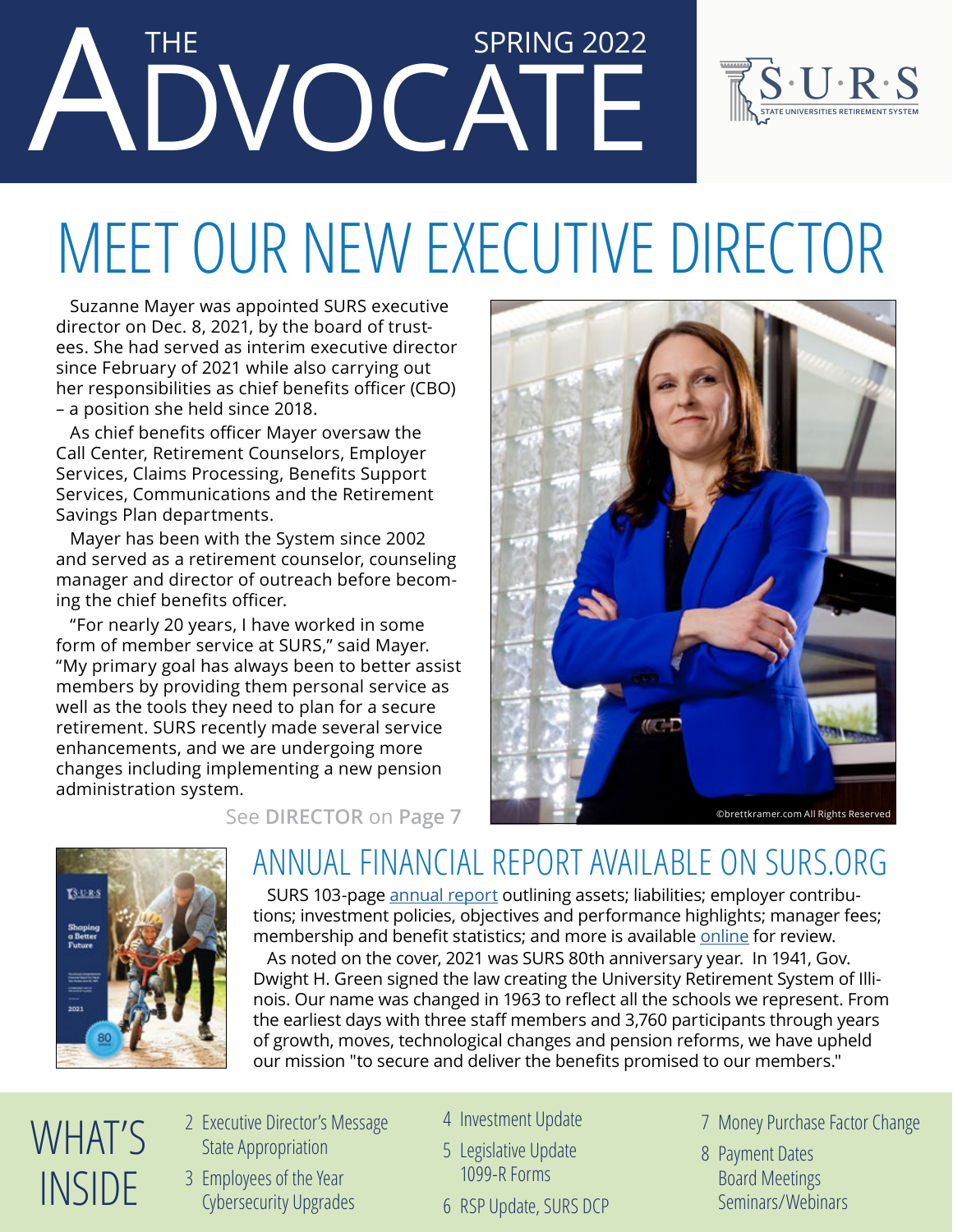# THE ADVOCATE

SPRING 2022

S·U·R·S
STATE UNIVERSITIES RETIREMENT SYSTEM

# MEET OUR NEW EXECUTIVE DIRECTOR

Suzanne Mayer was appointed SURS executive director on Dec. 8, 2021, by the board of trustees. She had served as interim executive director since February of 2021 while also carrying out her responsibilities as chief benefits officer (CBO) – a position she held since 2018.

As chief benefits officer Mayer oversaw the Call Center, Retirement Counselors, Employer Services, Claims Processing, Benefits Support Services, Communications and the Retirement Savings Plan departments.

Mayer has been with the System since 2002 and served as a retirement counselor, counseling manager and director of outreach before becoming the chief benefits officer.

"For nearly 20 years, I have worked in some form of member service at SURS," said Mayer. "My primary goal has always been to better assist members by providing them personal service as well as the tools they need to plan for a secure retirement. SURS recently made several service enhancements, and we are undergoing more changes including implementing a new pension administration system.

See **DIRECTOR** on **Page 7**

©brettkramer.com All Rights Reserved

## ANNUAL FINANCIAL REPORT AVAILABLE ON SURS.ORG

SURS 103-page annual report outlining assets; liabilities; employer contributions; investment policies, objectives and performance highlights; manager fees; membership and benefit statistics; and more is available online for review.

As noted on the cover, 2021 was SURS 80th anniversary year. In 1941, Gov. Dwight H. Green signed the law creating the University Retirement System of Illinois. Our name was changed in 1963 to reflect all the schools we represent. From the earliest days with three staff members and 3,760 participants through years of growth, moves, technological changes and pension reforms, we have upheld our mission "to secure and deliver the benefits promised to our members."

## WHAT'S INSIDE

- 2 Executive Director's Message
  State Appropriation
- 3 Employees of the Year
  Cybersecurity Upgrades
- 4 Investment Update
- 5 Legislative Update
  1099-R Forms
- 6 RSP Update, SURS DCP
- 7 Money Purchase Factor Change
- 8 Payment Dates
  Board Meetings
  Seminars/Webinars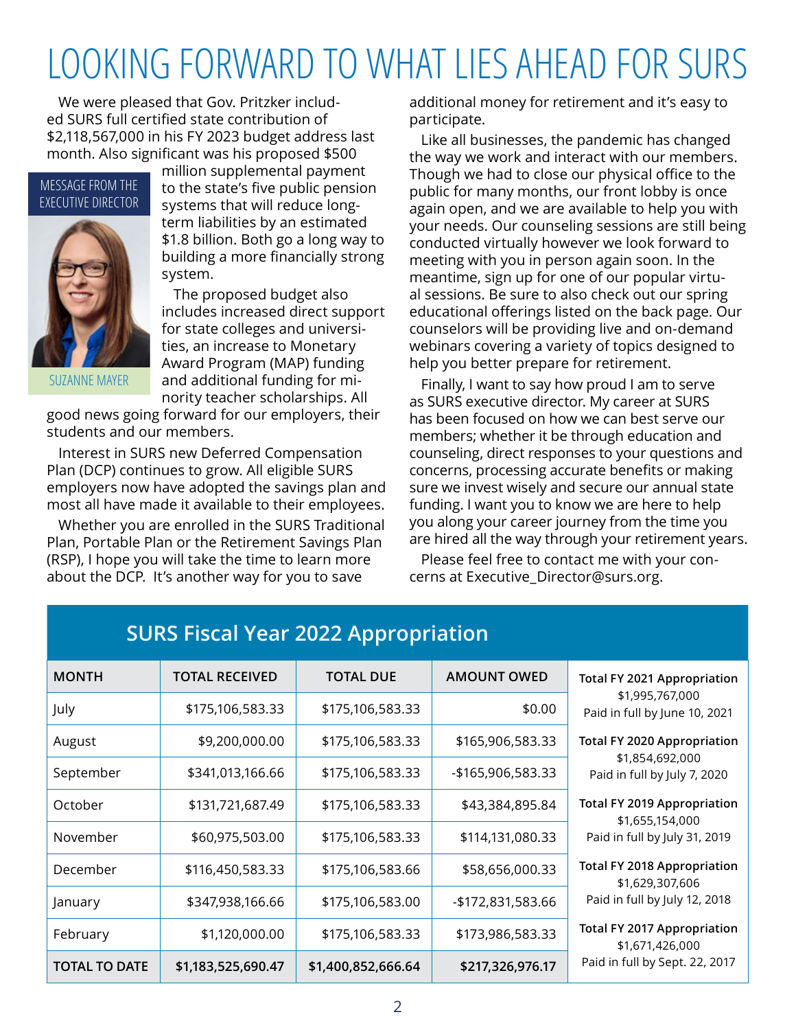# LOOKING FORWARD TO WHAT LIES AHEAD FOR SURS

MESSAGE FROM THE EXECUTIVE DIRECTOR

SUZANNE MAYER

We were pleased that Gov. Pritzker included SURS full certified state contribution of $2,118,567,000 in his FY 2023 budget address last month. Also significant was his proposed $500 million supplemental payment to the state's five public pension systems that will reduce long-term liabilities by an estimated $1.8 billion. Both go a long way to building a more financially strong system.

The proposed budget also includes increased direct support for state colleges and universities, an increase to Monetary Award Program (MAP) funding and additional funding for minority teacher scholarships. All good news going forward for our employers, their students and our members.

Interest in SURS new Deferred Compensation Plan (DCP) continues to grow. All eligible SURS employers now have adopted the savings plan and most all have made it available to their employees.

Whether you are enrolled in the SURS Traditional Plan, Portable Plan or the Retirement Savings Plan (RSP), I hope you will take the time to learn more about the DCP. It's another way for you to save additional money for retirement and it's easy to participate.

Like all businesses, the pandemic has changed the way we work and interact with our members. Though we had to close our physical office to the public for many months, our front lobby is once again open, and we are available to help you with your needs. Our counseling sessions are still being conducted virtually however we look forward to meeting with you in person again soon. In the meantime, sign up for one of our popular virtual sessions. Be sure to also check out our spring educational offerings listed on the back page. Our counselors will be providing live and on-demand webinars covering a variety of topics designed to help you better prepare for retirement.

Finally, I want to say how proud I am to serve as SURS executive director. My career at SURS has been focused on how we can best serve our members; whether it be through education and counseling, direct responses to your questions and concerns, processing accurate benefits or making sure we invest wisely and secure our annual state funding. I want you to know we are here to help you along your career journey from the time you are hired all the way through your retirement years.

Please feel free to contact me with your concerns at Executive_Director@surs.org.

## SURS Fiscal Year 2022 Appropriation

| MONTH | TOTAL RECEIVED | TOTAL DUE | AMOUNT OWED |
|---|---|---|---|
| July | $175,106,583.33 | $175,106,583.33 | $0.00 |
| August | $9,200,000.00 | $175,106,583.33 | $165,906,583.33 |
| September | $341,013,166.66 | $175,106,583.33 | -$165,906,583.33 |
| October | $131,721,687.49 | $175,106,583.33 | $43,384,895.84 |
| November | $60,975,503.00 | $175,106,583.33 | $114,131,080.33 |
| December | $116,450,583.33 | $175,106,583.66 | $58,656,000.33 |
| January | $347,938,166.66 | $175,106,583.00 | -$172,831,583.66 |
| February | $1,120,000.00 | $175,106,583.33 | $173,986,583.33 |
| **TOTAL TO DATE** | **$1,183,525,690.47** | **$1,400,852,666.64** | **$217,326,976.17** |

**Total FY 2021 Appropriation**
$1,995,767,000
Paid in full by June 10, 2021

**Total FY 2020 Appropriation**
$1,854,692,000
Paid in full by July 7, 2020

**Total FY 2019 Appropriation**
$1,655,154,000
Paid in full by July 31, 2019

**Total FY 2018 Appropriation**
$1,629,307,606
Paid in full by July 12, 2018

**Total FY 2017 Appropriation**
$1,671,426,000
Paid in full by Sept. 22, 2017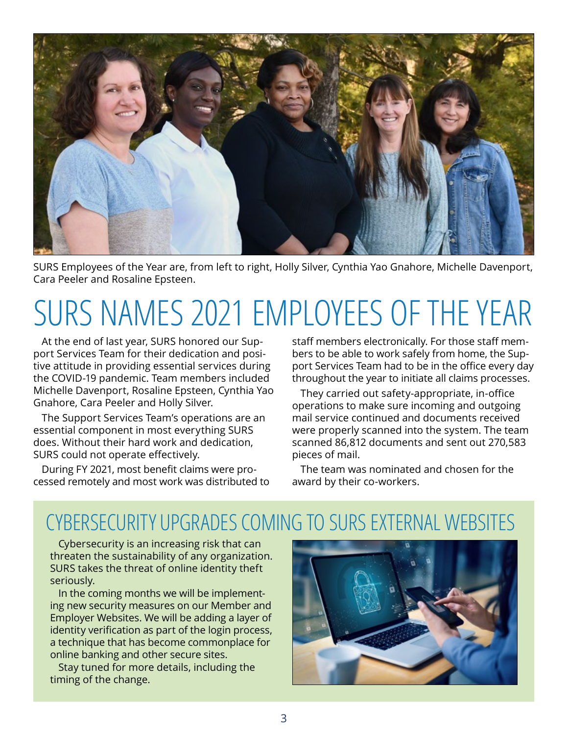SURS Employees of the Year are, from left to right, Holly Silver, Cynthia Yao Gnahore, Michelle Davenport, Cara Peeler and Rosaline Epsteen.

# SURS NAMES 2021 EMPLOYEES OF THE YEAR

At the end of last year, SURS honored our Support Services Team for their dedication and positive attitude in providing essential services during the COVID-19 pandemic. Team members included Michelle Davenport, Rosaline Epsteen, Cynthia Yao Gnahore, Cara Peeler and Holly Silver.

The Support Services Team's operations are an essential component in most everything SURS does. Without their hard work and dedication, SURS could not operate effectively.

During FY 2021, most benefit claims were processed remotely and most work was distributed to staff members electronically. For those staff members to be able to work safely from home, the Support Services Team had to be in the office every day throughout the year to initiate all claims processes.

They carried out safety-appropriate, in-office operations to make sure incoming and outgoing mail service continued and documents received were properly scanned into the system. The team scanned 86,812 documents and sent out 270,583 pieces of mail.

The team was nominated and chosen for the award by their co-workers.

## CYBERSECURITY UPGRADES COMING TO SURS EXTERNAL WEBSITES

Cybersecurity is an increasing risk that can threaten the sustainability of any organization. SURS takes the threat of online identity theft seriously.

In the coming months we will be implementing new security measures on our Member and Employer Websites. We will be adding a layer of identity verification as part of the login process, a technique that has become commonplace for online banking and other secure sites.

Stay tuned for more details, including the timing of the change.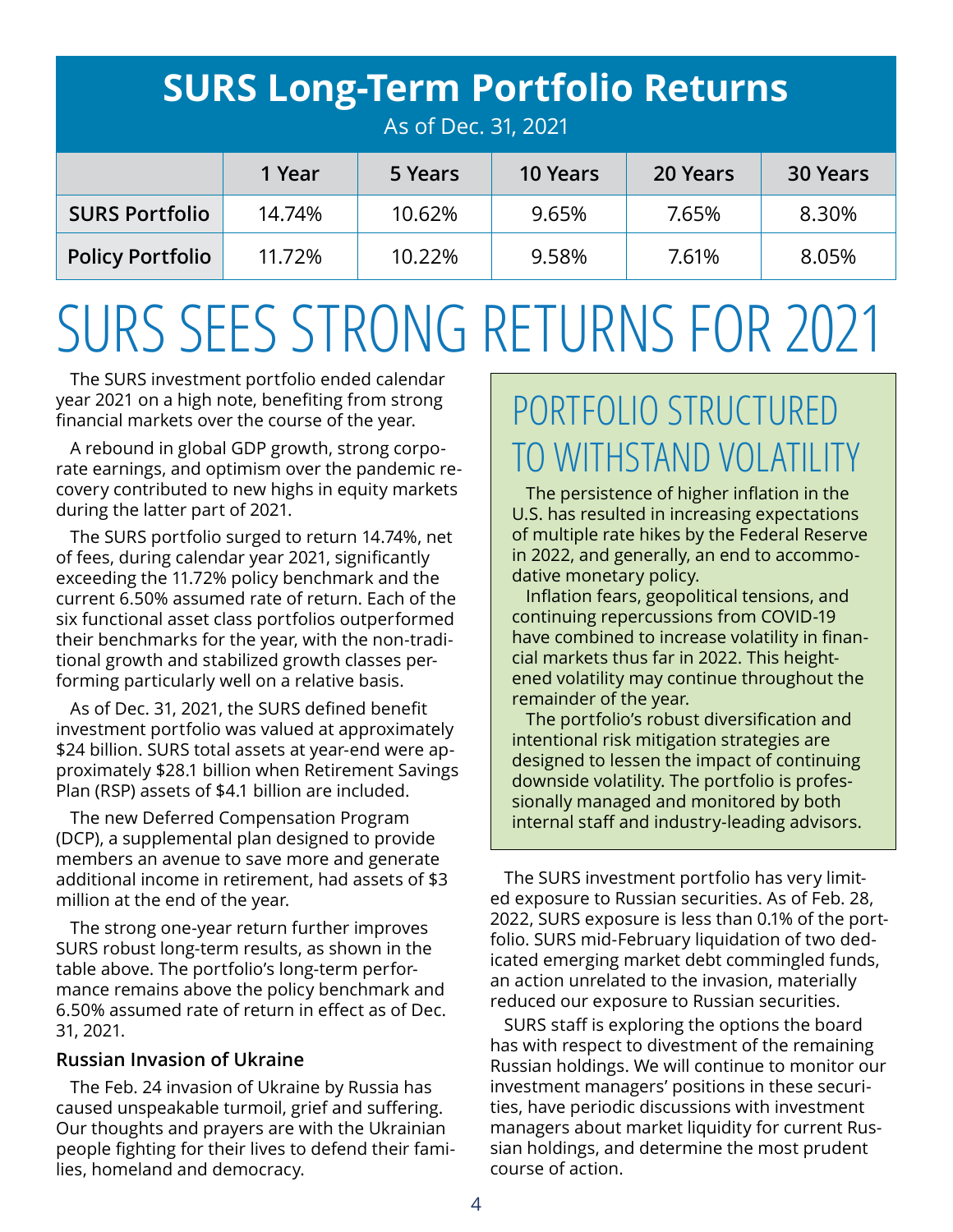## SURS Long-Term Portfolio Returns

As of Dec. 31, 2021

| | 1 Year | 5 Years | 10 Years | 20 Years | 30 Years |
|---|---|---|---|---|---|
| **SURS Portfolio** | 14.74% | 10.62% | 9.65% | 7.65% | 8.30% |
| **Policy Portfolio** | 11.72% | 10.22% | 9.58% | 7.61% | 8.05% |

# SURS SEES STRONG RETURNS FOR 2021

The SURS investment portfolio ended calendar year 2021 on a high note, benefiting from strong financial markets over the course of the year.

A rebound in global GDP growth, strong corporate earnings, and optimism over the pandemic recovery contributed to new highs in equity markets during the latter part of 2021.

The SURS portfolio surged to return 14.74%, net of fees, during calendar year 2021, significantly exceeding the 11.72% policy benchmark and the current 6.50% assumed rate of return. Each of the six functional asset class portfolios outperformed their benchmarks for the year, with the non-traditional growth and stabilized growth classes performing particularly well on a relative basis.

As of Dec. 31, 2021, the SURS defined benefit investment portfolio was valued at approximately $24 billion. SURS total assets at year-end were approximately $28.1 billion when Retirement Savings Plan (RSP) assets of $4.1 billion are included.

The new Deferred Compensation Program (DCP), a supplemental plan designed to provide members an avenue to save more and generate additional income in retirement, had assets of $3 million at the end of the year.

The strong one-year return further improves SURS robust long-term results, as shown in the table above. The portfolio's long-term performance remains above the policy benchmark and 6.50% assumed rate of return in effect as of Dec. 31, 2021.

### Russian Invasion of Ukraine

The Feb. 24 invasion of Ukraine by Russia has caused unspeakable turmoil, grief and suffering. Our thoughts and prayers are with the Ukrainian people fighting for their lives to defend their families, homeland and democracy.

The SURS investment portfolio has very limited exposure to Russian securities. As of Feb. 28, 2022, SURS exposure is less than 0.1% of the portfolio. SURS mid-February liquidation of two dedicated emerging market debt commingled funds, an action unrelated to the invasion, materially reduced our exposure to Russian securities.

SURS staff is exploring the options the board has with respect to divestment of the remaining Russian holdings. We will continue to monitor our investment managers' positions in these securities, have periodic discussions with investment managers about market liquidity for current Russian holdings, and determine the most prudent course of action.

## PORTFOLIO STRUCTURED TO WITHSTAND VOLATILITY

The persistence of higher inflation in the U.S. has resulted in increasing expectations of multiple rate hikes by the Federal Reserve in 2022, and generally, an end to accommodative monetary policy.

Inflation fears, geopolitical tensions, and continuing repercussions from COVID-19 have combined to increase volatility in financial markets thus far in 2022. This heightened volatility may continue throughout the remainder of the year.

The portfolio's robust diversification and intentional risk mitigation strategies are designed to lessen the impact of continuing downside volatility. The portfolio is professionally managed and monitored by both internal staff and industry-leading advisors.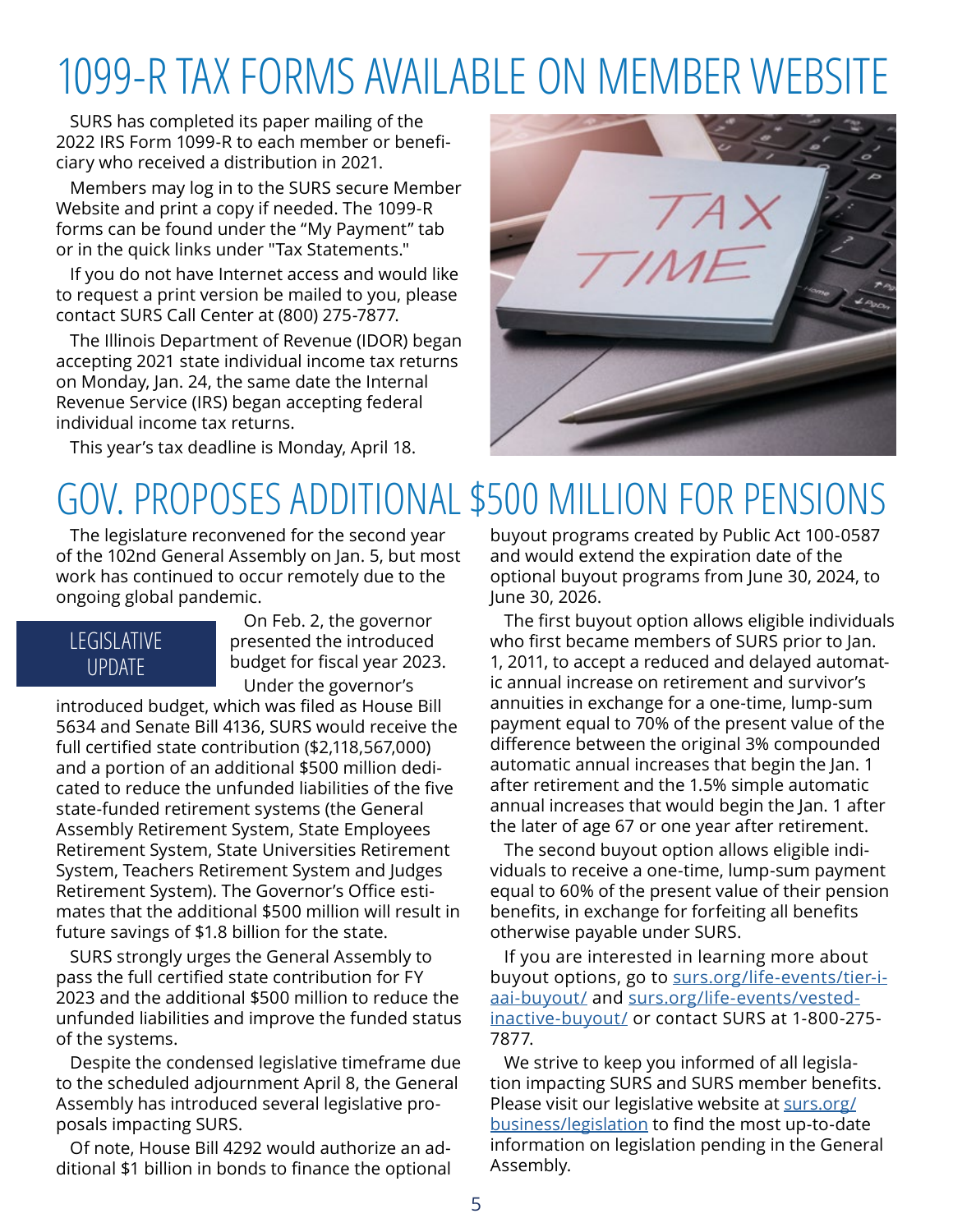# 1099-R TAX FORMS AVAILABLE ON MEMBER WEBSITE

SURS has completed its paper mailing of the 2022 IRS Form 1099-R to each member or beneficiary who received a distribution in 2021.

Members may log in to the SURS secure Member Website and print a copy if needed. The 1099-R forms can be found under the "My Payment" tab or in the quick links under "Tax Statements."

If you do not have Internet access and would like to request a print version be mailed to you, please contact SURS Call Center at (800) 275-7877.

The Illinois Department of Revenue (IDOR) began accepting 2021 state individual income tax returns on Monday, Jan. 24, the same date the Internal Revenue Service (IRS) began accepting federal individual income tax returns.

This year's tax deadline is Monday, April 18.

# GOV. PROPOSES ADDITIONAL $500 MILLION FOR PENSIONS

The legislature reconvened for the second year of the 102nd General Assembly on Jan. 5, but most work has continued to occur remotely due to the ongoing global pandemic.

## LEGISLATIVE UPDATE

On Feb. 2, the governor presented the introduced budget for fiscal year 2023.

Under the governor's introduced budget, which was filed as House Bill 5634 and Senate Bill 4136, SURS would receive the full certified state contribution ($2,118,567,000) and a portion of an additional $500 million dedicated to reduce the unfunded liabilities of the five state-funded retirement systems (the General Assembly Retirement System, State Employees Retirement System, State Universities Retirement System, Teachers Retirement System and Judges Retirement System). The Governor's Office estimates that the additional $500 million will result in future savings of $1.8 billion for the state.

SURS strongly urges the General Assembly to pass the full certified state contribution for FY 2023 and the additional $500 million to reduce the unfunded liabilities and improve the funded status of the systems.

Despite the condensed legislative timeframe due to the scheduled adjournment April 8, the General Assembly has introduced several legislative proposals impacting SURS.

Of note, House Bill 4292 would authorize an additional $1 billion in bonds to finance the optional buyout programs created by Public Act 100-0587 and would extend the expiration date of the optional buyout programs from June 30, 2024, to June 30, 2026.

The first buyout option allows eligible individuals who first became members of SURS prior to Jan. 1, 2011, to accept a reduced and delayed automatic annual increase on retirement and survivor's annuities in exchange for a one-time, lump-sum payment equal to 70% of the present value of the difference between the original 3% compounded automatic annual increases that begin the Jan. 1 after retirement and the 1.5% simple automatic annual increases that would begin the Jan. 1 after the later of age 67 or one year after retirement.

The second buyout option allows eligible individuals to receive a one-time, lump-sum payment equal to 60% of the present value of their pension benefits, in exchange for forfeiting all benefits otherwise payable under SURS.

If you are interested in learning more about buyout options, go to surs.org/life-events/tier-i-aai-buyout/ and surs.org/life-events/vested-inactive-buyout/ or contact SURS at 1-800-275-7877.

We strive to keep you informed of all legislation impacting SURS and SURS member benefits. Please visit our legislative website at surs.org/business/legislation to find the most up-to-date information on legislation pending in the General Assembly.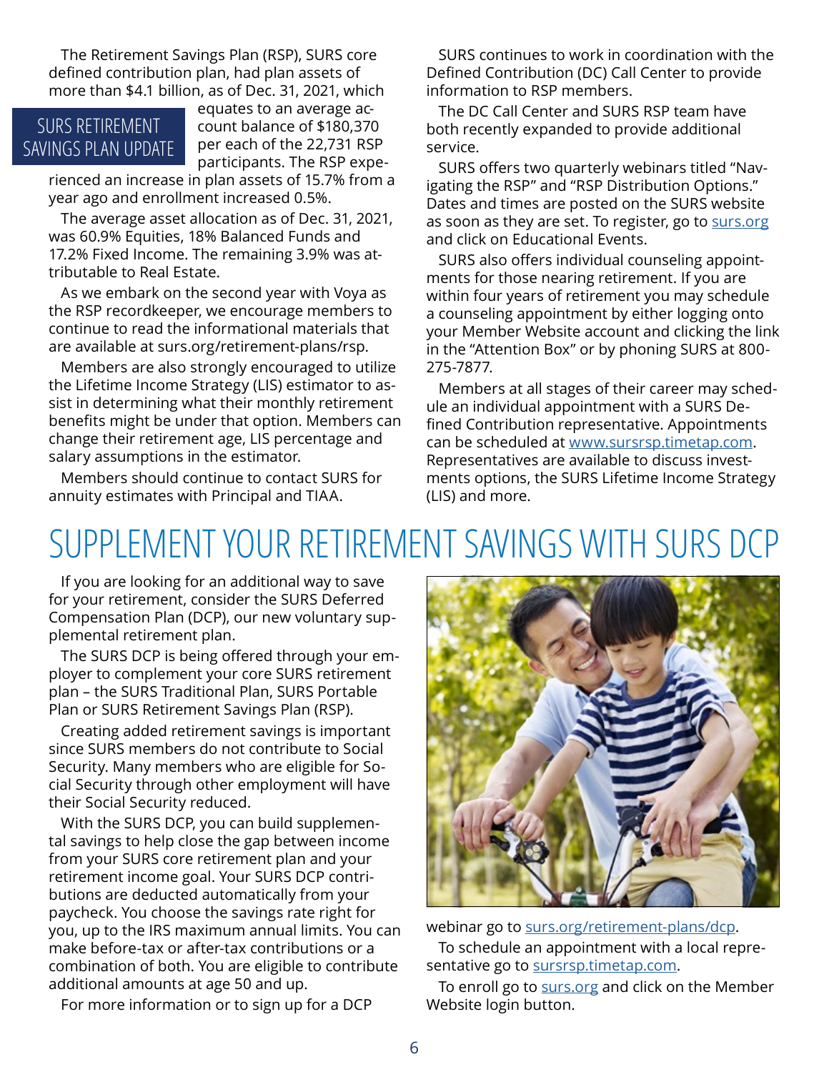## SURS RETIREMENT SAVINGS PLAN UPDATE

The Retirement Savings Plan (RSP), SURS core defined contribution plan, had plan assets of more than $4.1 billion, as of Dec. 31, 2021, which equates to an average account balance of $180,370 per each of the 22,731 RSP participants. The RSP experienced an increase in plan assets of 15.7% from a year ago and enrollment increased 0.5%.

The average asset allocation as of Dec. 31, 2021, was 60.9% Equities, 18% Balanced Funds and 17.2% Fixed Income. The remaining 3.9% was attributable to Real Estate.

As we embark on the second year with Voya as the RSP recordkeeper, we encourage members to continue to read the informational materials that are available at surs.org/retirement-plans/rsp.

Members are also strongly encouraged to utilize the Lifetime Income Strategy (LIS) estimator to assist in determining what their monthly retirement benefits might be under that option. Members can change their retirement age, LIS percentage and salary assumptions in the estimator.

Members should continue to contact SURS for annuity estimates with Principal and TIAA.

SURS continues to work in coordination with the Defined Contribution (DC) Call Center to provide information to RSP members.

The DC Call Center and SURS RSP team have both recently expanded to provide additional service.

SURS offers two quarterly webinars titled "Navigating the RSP" and "RSP Distribution Options." Dates and times are posted on the SURS website as soon as they are set. To register, go to surs.org and click on Educational Events.

SURS also offers individual counseling appointments for those nearing retirement. If you are within four years of retirement you may schedule a counseling appointment by either logging onto your Member Website account and clicking the link in the "Attention Box" or by phoning SURS at 800-275-7877.

Members at all stages of their career may schedule an individual appointment with a SURS Defined Contribution representative. Appointments can be scheduled at www.sursrsp.timetap.com. Representatives are available to discuss investments options, the SURS Lifetime Income Strategy (LIS) and more.

# SUPPLEMENT YOUR RETIREMENT SAVINGS WITH SURS DCP

If you are looking for an additional way to save for your retirement, consider the SURS Deferred Compensation Plan (DCP), our new voluntary supplemental retirement plan.

The SURS DCP is being offered through your employer to complement your core SURS retirement plan – the SURS Traditional Plan, SURS Portable Plan or SURS Retirement Savings Plan (RSP).

Creating added retirement savings is important since SURS members do not contribute to Social Security. Many members who are eligible for Social Security through other employment will have their Social Security reduced.

With the SURS DCP, you can build supplemental savings to help close the gap between income from your SURS core retirement plan and your retirement income goal. Your SURS DCP contributions are deducted automatically from your paycheck. You choose the savings rate right for you, up to the IRS maximum annual limits. You can make before-tax or after-tax contributions or a combination of both. You are eligible to contribute additional amounts at age 50 and up.

For more information or to sign up for a DCP webinar go to surs.org/retirement-plans/dcp.

To schedule an appointment with a local representative go to sursrsp.timetap.com.

To enroll go to surs.org and click on the Member Website login button.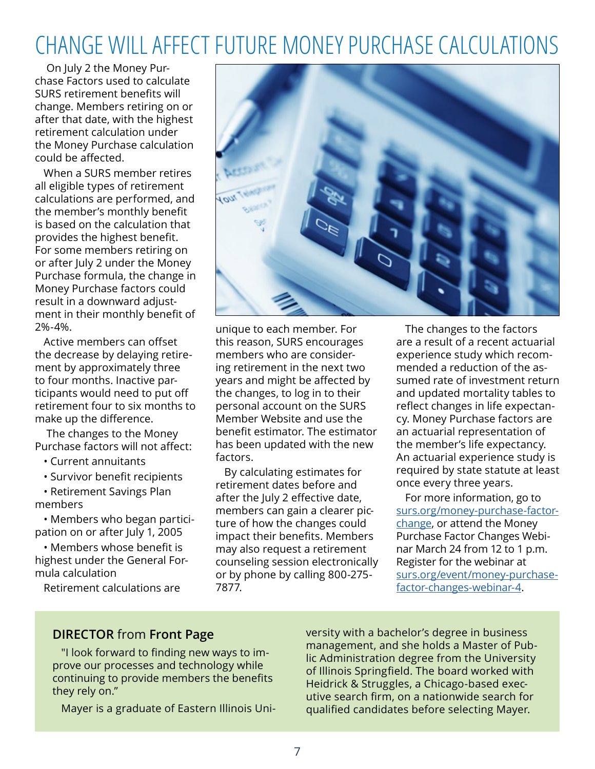# CHANGE WILL AFFECT FUTURE MONEY PURCHASE CALCULATIONS

On July 2 the Money Purchase Factors used to calculate SURS retirement benefits will change. Members retiring on or after that date, with the highest retirement calculation under the Money Purchase calculation could be affected.

When a SURS member retires all eligible types of retirement calculations are performed, and the member's monthly benefit is based on the calculation that provides the highest benefit. For some members retiring on or after July 2 under the Money Purchase formula, the change in Money Purchase factors could result in a downward adjustment in their monthly benefit of 2%-4%.

Active members can offset the decrease by delaying retirement by approximately three to four months. Inactive participants would need to put off retirement four to six months to make up the difference.

The changes to the Money Purchase factors will not affect:

- Current annuitants
- Survivor benefit recipients
- Retirement Savings Plan members
- Members who began participation on or after July 1, 2005
- Members whose benefit is highest under the General Formula calculation

Retirement calculations are unique to each member. For this reason, SURS encourages members who are considering retirement in the next two years and might be affected by the changes, to log in to their personal account on the SURS Member Website and use the benefit estimator. The estimator has been updated with the new factors.

By calculating estimates for retirement dates before and after the July 2 effective date, members can gain a clearer picture of how the changes could impact their benefits. Members may also request a retirement counseling session electronically or by phone by calling 800-275-7877.

The changes to the factors are a result of a recent actuarial experience study which recommended a reduction of the assumed rate of investment return and updated mortality tables to reflect changes in life expectancy. Money Purchase factors are an actuarial representation of the member's life expectancy. An actuarial experience study is required by state statute at least once every three years.

For more information, go to surs.org/money-purchase-factor-change, or attend the Money Purchase Factor Changes Webinar March 24 from 12 to 1 p.m. Register for the webinar at surs.org/event/money-purchase-factor-changes-webinar-4.

## **DIRECTOR** from **Front Page**

"I look forward to finding new ways to improve our processes and technology while continuing to provide members the benefits they rely on."

Mayer is a graduate of Eastern Illinois University with a bachelor's degree in business management, and she holds a Master of Public Administration degree from the University of Illinois Springfield. The board worked with Heidrick & Struggles, a Chicago-based executive search firm, on a nationwide search for qualified candidates before selecting Mayer.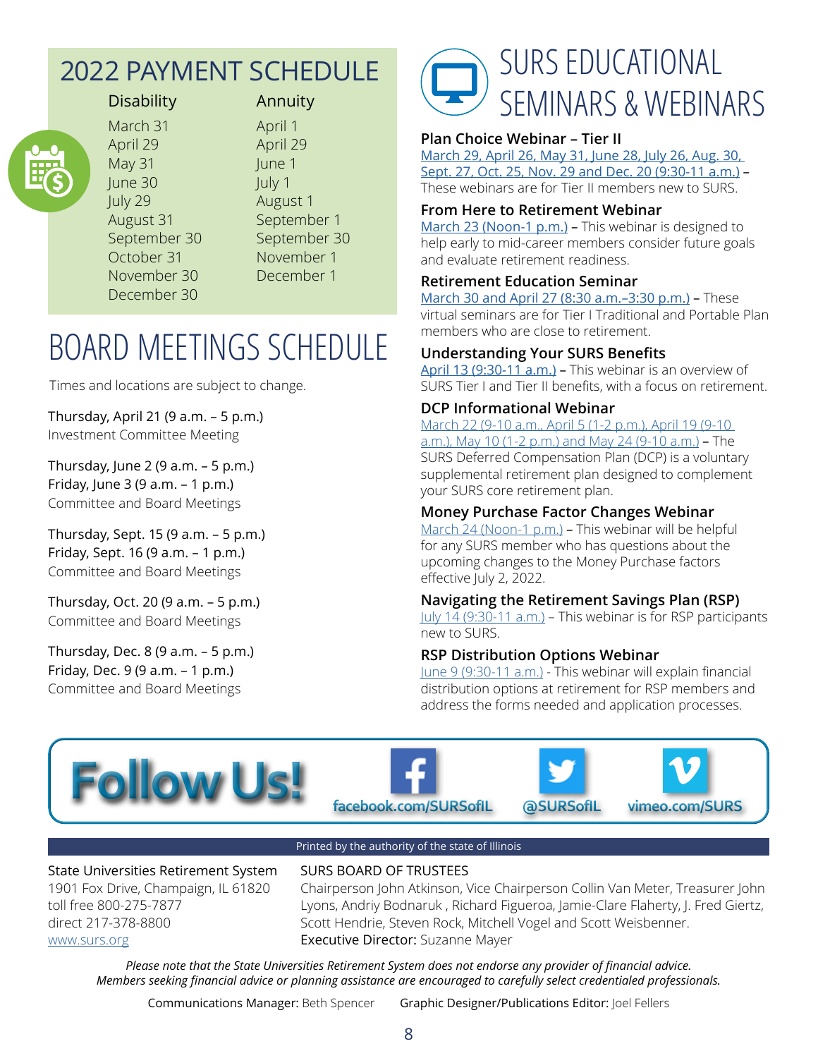## 2022 PAYMENT SCHEDULE

| Disability | Annuity |
| --- | --- |
| March 31 | April 1 |
| April 29 | April 29 |
| May 31 | June 1 |
| June 30 | July 1 |
| July 29 | August 1 |
| August 31 | September 1 |
| September 30 | September 30 |
| October 31 | November 1 |
| November 30 | December 1 |
| December 30 | |

# BOARD MEETINGS SCHEDULE

Times and locations are subject to change.

Thursday, April 21 (9 a.m. – 5 p.m.)
Investment Committee Meeting

Thursday, June 2 (9 a.m. – 5 p.m.)
Friday, June 3 (9 a.m. – 1 p.m.)
Committee and Board Meetings

Thursday, Sept. 15 (9 a.m. – 5 p.m.)
Friday, Sept. 16 (9 a.m. – 1 p.m.)
Committee and Board Meetings

Thursday, Oct. 20 (9 a.m. – 5 p.m.)
Committee and Board Meetings

Thursday, Dec. 8 (9 a.m. – 5 p.m.)
Friday, Dec. 9 (9 a.m. – 1 p.m.)
Committee and Board Meetings

# SURS EDUCATIONAL SEMINARS & WEBINARS

### Plan Choice Webinar – Tier II

March 29, April 26, May 31, June 28, July 26, Aug. 30, Sept. 27, Oct. 25, Nov. 29 and Dec. 20 (9:30-11 a.m.) – These webinars are for Tier II members new to SURS.

### From Here to Retirement Webinar

March 23 (Noon-1 p.m.) – This webinar is designed to help early to mid-career members consider future goals and evaluate retirement readiness.

### Retirement Education Seminar

March 30 and April 27 (8:30 a.m.–3:30 p.m.) – These virtual seminars are for Tier I Traditional and Portable Plan members who are close to retirement.

### Understanding Your SURS Benefits

April 13 (9:30-11 a.m.) – This webinar is an overview of SURS Tier I and Tier II benefits, with a focus on retirement.

### DCP Informational Webinar

March 22 (9-10 a.m., April 5 (1-2 p.m.), April 19 (9-10 a.m.), May 10 (1-2 p.m.) and May 24 (9-10 a.m.) – The SURS Deferred Compensation Plan (DCP) is a voluntary supplemental retirement plan designed to complement your SURS core retirement plan.

### Money Purchase Factor Changes Webinar

March 24 (Noon-1 p.m.) – This webinar will be helpful for any SURS member who has questions about the upcoming changes to the Money Purchase factors effective July 2, 2022.

### Navigating the Retirement Savings Plan (RSP)

July 14 (9:30-11 a.m.) – This webinar is for RSP participants new to SURS.

### RSP Distribution Options Webinar

June 9 (9:30-11 a.m.) - This webinar will explain financial distribution options at retirement for RSP members and address the forms needed and application processes.

**Follow Us!**

facebook.com/SURSofIL @SURSofIL vimeo.com/SURS

Printed by the authority of the state of Illinois

State Universities Retirement System
1901 Fox Drive, Champaign, IL 61820
toll free 800-275-7877
direct 217-378-8800
www.surs.org

SURS BOARD OF TRUSTEES
Chairperson John Atkinson, Vice Chairperson Collin Van Meter, Treasurer John Lyons, Andriy Bodnaruk , Richard Figueroa, Jamie-Clare Flaherty, J. Fred Giertz, Scott Hendrie, Steven Rock, Mitchell Vogel and Scott Weisbenner.
Executive Director: Suzanne Mayer

*Please note that the State Universities Retirement System does not endorse any provider of financial advice. Members seeking financial advice or planning assistance are encouraged to carefully select credentialed professionals.*

Communications Manager: Beth Spencer  Graphic Designer/Publications Editor: Joel Fellers